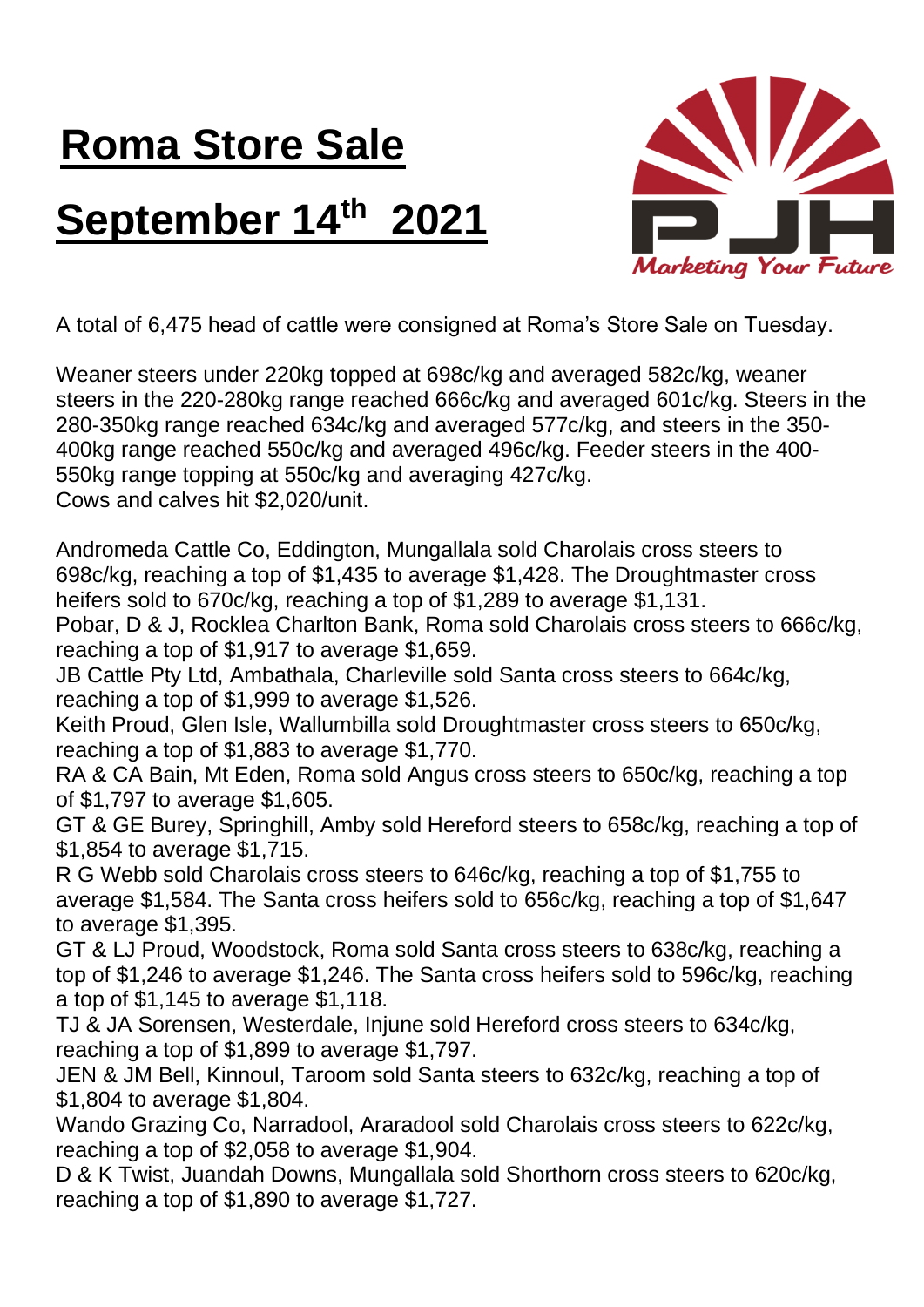# Roma Store Sale

# September 14th 2021

PJH

*Marketing Your Future*

A total of 6,475 head of cattle were consigned at Roma's Store Sale on Tuesday.

Weaner steers under 220kg topped at 698c/kg and averaged 582c/kg, weaner steers in the 220-280kg range reached 666c/kg and averaged 601c/kg. Steers in the 280-350kg range reached 634c/kg and averaged 577c/kg, and steers in the 350-400kg range reached 550c/kg and averaged 496c/kg. Feeder steers in the 400-550kg range topping at 550c/kg and averaging 427c/kg.
Cows and calves hit $2,020/unit.

Andromeda Cattle Co, Eddington, Mungallala sold Charolais cross steers to 698c/kg, reaching a top of $1,435 to average $1,428. The Droughtmaster cross heifers sold to 670c/kg, reaching a top of $1,289 to average $1,131.
Pobar, D & J, Rocklea Charlton Bank, Roma sold Charolais cross steers to 666c/kg, reaching a top of $1,917 to average $1,659.
JB Cattle Pty Ltd, Ambathala, Charleville sold Santa cross steers to 664c/kg, reaching a top of $1,999 to average $1,526.
Keith Proud, Glen Isle, Wallumbilla sold Droughtmaster cross steers to 650c/kg, reaching a top of $1,883 to average $1,770.
RA & CA Bain, Mt Eden, Roma sold Angus cross steers to 650c/kg, reaching a top of $1,797 to average $1,605.
GT & GE Burey, Springhill, Amby sold Hereford steers to 658c/kg, reaching a top of $1,854 to average $1,715.
R G Webb sold Charolais cross steers to 646c/kg, reaching a top of $1,755 to average $1,584. The Santa cross heifers sold to 656c/kg, reaching a top of $1,647 to average $1,395.
GT & LJ Proud, Woodstock, Roma sold Santa cross steers to 638c/kg, reaching a top of $1,246 to average $1,246. The Santa cross heifers sold to 596c/kg, reaching a top of $1,145 to average $1,118.
TJ & JA Sorensen, Westerdale, Injune sold Hereford cross steers to 634c/kg, reaching a top of $1,899 to average $1,797.
JEN & JM Bell, Kinnoul, Taroom sold Santa steers to 632c/kg, reaching a top of $1,804 to average $1,804.
Wando Grazing Co, Narradool, Araradool sold Charolais cross steers to 622c/kg, reaching a top of $2,058 to average $1,904.
D & K Twist, Juandah Downs, Mungallala sold Shorthorn cross steers to 620c/kg, reaching a top of $1,890 to average $1,727.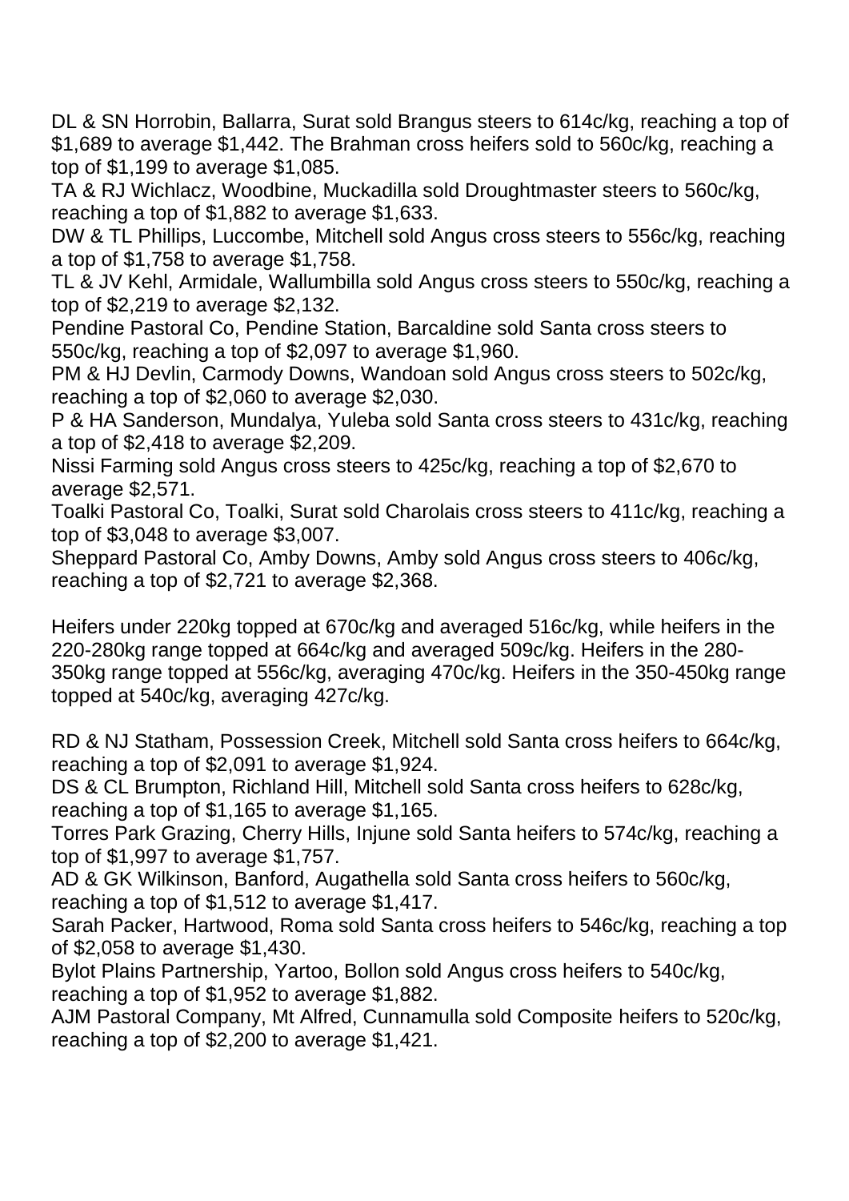DL & SN Horrobin, Ballarra, Surat sold Brangus steers to 614c/kg, reaching a top of $1,689 to average $1,442. The Brahman cross heifers sold to 560c/kg, reaching a top of $1,199 to average $1,085.

TA & RJ Wichlacz, Woodbine, Muckadilla sold Droughtmaster steers to 560c/kg, reaching a top of $1,882 to average $1,633.

DW & TL Phillips, Luccombe, Mitchell sold Angus cross steers to 556c/kg, reaching a top of $1,758 to average $1,758.

TL & JV Kehl, Armidale, Wallumbilla sold Angus cross steers to 550c/kg, reaching a top of $2,219 to average $2,132.

Pendine Pastoral Co, Pendine Station, Barcaldine sold Santa cross steers to 550c/kg, reaching a top of $2,097 to average $1,960.

PM & HJ Devlin, Carmody Downs, Wandoan sold Angus cross steers to 502c/kg, reaching a top of $2,060 to average $2,030.

P & HA Sanderson, Mundalya, Yuleba sold Santa cross steers to 431c/kg, reaching a top of $2,418 to average $2,209.

Nissi Farming sold Angus cross steers to 425c/kg, reaching a top of $2,670 to average $2,571.

Toalki Pastoral Co, Toalki, Surat sold Charolais cross steers to 411c/kg, reaching a top of $3,048 to average $3,007.

Sheppard Pastoral Co, Amby Downs, Amby sold Angus cross steers to 406c/kg, reaching a top of $2,721 to average $2,368.

Heifers under 220kg topped at 670c/kg and averaged 516c/kg, while heifers in the 220-280kg range topped at 664c/kg and averaged 509c/kg. Heifers in the 280-350kg range topped at 556c/kg, averaging 470c/kg. Heifers in the 350-450kg range topped at 540c/kg, averaging 427c/kg.

RD & NJ Statham, Possession Creek, Mitchell sold Santa cross heifers to 664c/kg, reaching a top of $2,091 to average $1,924.

DS & CL Brumpton, Richland Hill, Mitchell sold Santa cross heifers to 628c/kg, reaching a top of $1,165 to average $1,165.

Torres Park Grazing, Cherry Hills, Injune sold Santa heifers to 574c/kg, reaching a top of $1,997 to average $1,757.

AD & GK Wilkinson, Banford, Augathella sold Santa cross heifers to 560c/kg, reaching a top of $1,512 to average $1,417.

Sarah Packer, Hartwood, Roma sold Santa cross heifers to 546c/kg, reaching a top of $2,058 to average $1,430.

Bylot Plains Partnership, Yartoo, Bollon sold Angus cross heifers to 540c/kg, reaching a top of $1,952 to average $1,882.

AJM Pastoral Company, Mt Alfred, Cunnamulla sold Composite heifers to 520c/kg, reaching a top of $2,200 to average $1,421.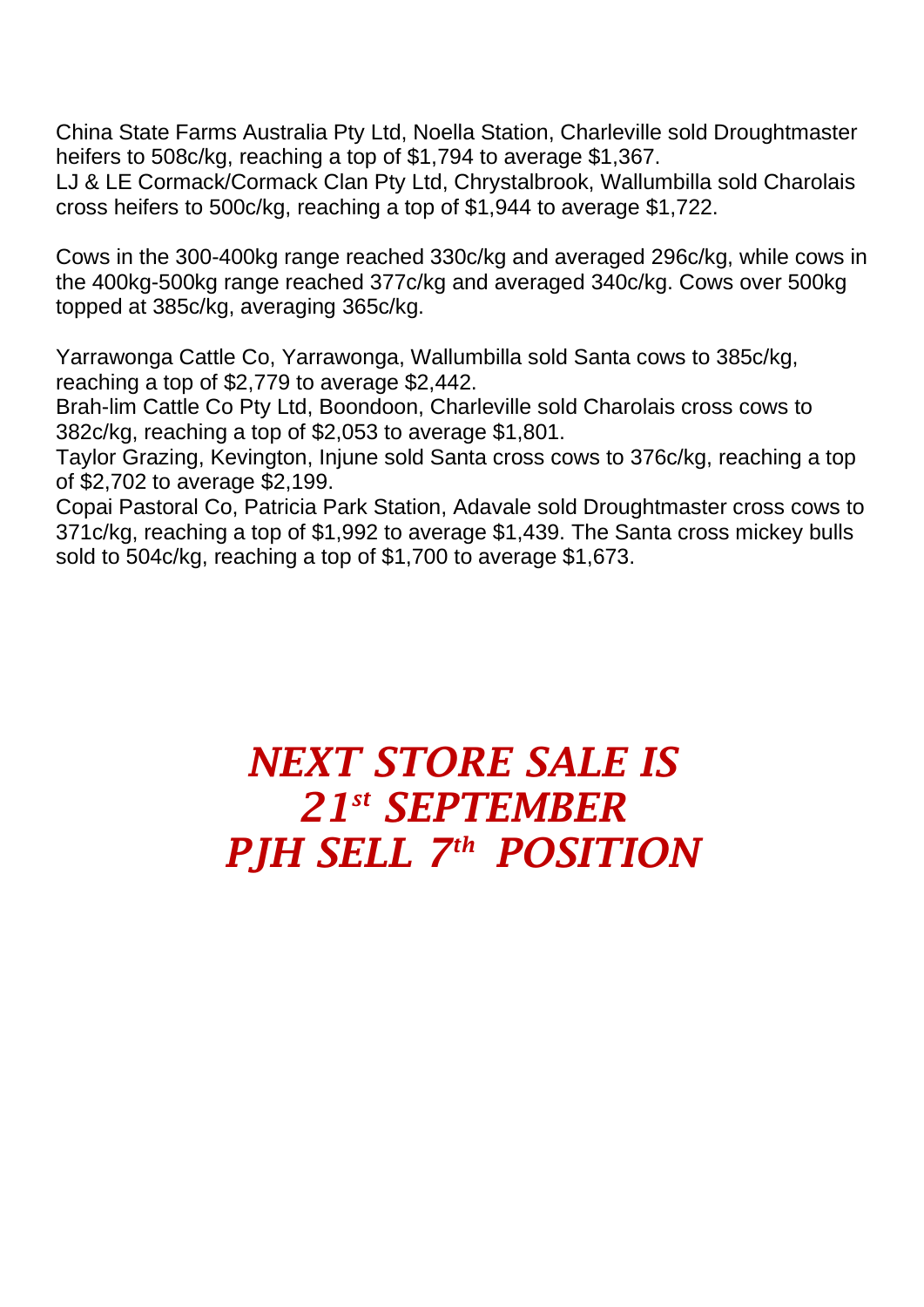China State Farms Australia Pty Ltd, Noella Station, Charleville sold Droughtmaster heifers to 508c/kg, reaching a top of $1,794 to average $1,367.
LJ & LE Cormack/Cormack Clan Pty Ltd, Chrystalbrook, Wallumbilla sold Charolais cross heifers to 500c/kg, reaching a top of $1,944 to average $1,722.

Cows in the 300-400kg range reached 330c/kg and averaged 296c/kg, while cows in the 400kg-500kg range reached 377c/kg and averaged 340c/kg. Cows over 500kg topped at 385c/kg, averaging 365c/kg.

Yarrawonga Cattle Co, Yarrawonga, Wallumbilla sold Santa cows to 385c/kg, reaching a top of $2,779 to average $2,442.
Brah-lim Cattle Co Pty Ltd, Boondoon, Charleville sold Charolais cross cows to 382c/kg, reaching a top of $2,053 to average $1,801.
Taylor Grazing, Kevington, Injune sold Santa cross cows to 376c/kg, reaching a top of $2,702 to average $2,199.
Copai Pastoral Co, Patricia Park Station, Adavale sold Droughtmaster cross cows to 371c/kg, reaching a top of $1,992 to average $1,439. The Santa cross mickey bulls sold to 504c/kg, reaching a top of $1,700 to average $1,673.

***NEXT STORE SALE IS***
***21st SEPTEMBER***
***PJH SELL 7th POSITION***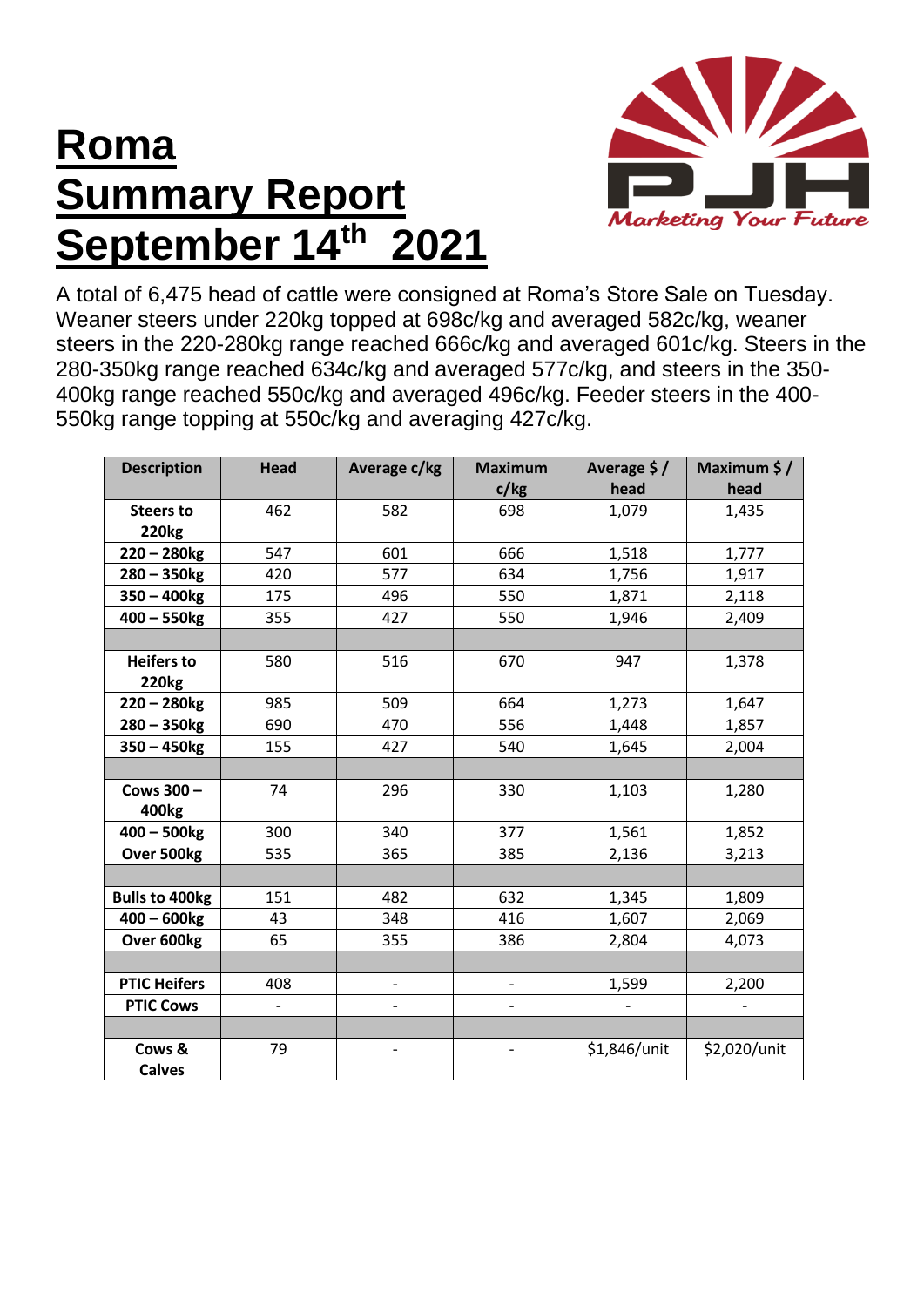# Roma Summary Report September 14th 2021

A total of 6,475 head of cattle were consigned at Roma's Store Sale on Tuesday. Weaner steers under 220kg topped at 698c/kg and averaged 582c/kg, weaner steers in the 220-280kg range reached 666c/kg and averaged 601c/kg. Steers in the 280-350kg range reached 634c/kg and averaged 577c/kg, and steers in the 350-400kg range reached 550c/kg and averaged 496c/kg. Feeder steers in the 400-550kg range topping at 550c/kg and averaging 427c/kg.

| Description | Head | Average c/kg | Maximum c/kg | Average $ / head | Maximum $ / head |
|---|---|---|---|---|---|
| **Steers to 220kg** | 462 | 582 | 698 | 1,079 | 1,435 |
| **220 – 280kg** | 547 | 601 | 666 | 1,518 | 1,777 |
| **280 – 350kg** | 420 | 577 | 634 | 1,756 | 1,917 |
| **350 – 400kg** | 175 | 496 | 550 | 1,871 | 2,118 |
| **400 – 550kg** | 355 | 427 | 550 | 1,946 | 2,409 |
| | | | | | |
| **Heifers to 220kg** | 580 | 516 | 670 | 947 | 1,378 |
| **220 – 280kg** | 985 | 509 | 664 | 1,273 | 1,647 |
| **280 – 350kg** | 690 | 470 | 556 | 1,448 | 1,857 |
| **350 – 450kg** | 155 | 427 | 540 | 1,645 | 2,004 |
| | | | | | |
| **Cows 300 – 400kg** | 74 | 296 | 330 | 1,103 | 1,280 |
| **400 – 500kg** | 300 | 340 | 377 | 1,561 | 1,852 |
| **Over 500kg** | 535 | 365 | 385 | 2,136 | 3,213 |
| | | | | | |
| **Bulls to 400kg** | 151 | 482 | 632 | 1,345 | 1,809 |
| **400 – 600kg** | 43 | 348 | 416 | 1,607 | 2,069 |
| **Over 600kg** | 65 | 355 | 386 | 2,804 | 4,073 |
| | | | | | |
| **PTIC Heifers** | 408 | - | - | 1,599 | 2,200 |
| **PTIC Cows** | - | - | - | - | - |
| | | | | | |
| **Cows & Calves** | 79 | - | - | $1,846/unit | $2,020/unit |